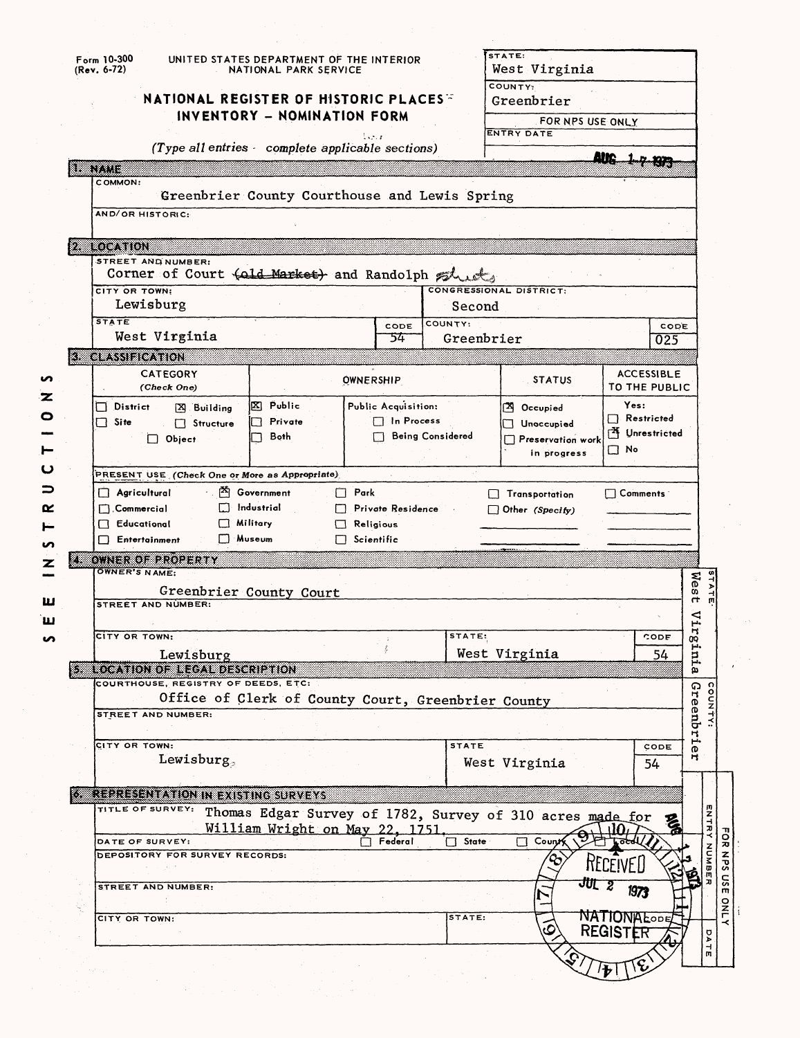Form 10-300 (Rev. 6-72)

UNITED STATES DEPARTMENT OF THE INTERIOR
NATIONAL PARK SERVICE

# NATIONAL REGISTER OF HISTORIC PLACES INVENTORY – NOMINATION FORM

*(Type all entries – complete applicable sections)*

STATE: West Virginia
COUNTY: Greenbrier
FOR NPS USE ONLY
ENTRY DATE: AUG 1-7 1973

SEE INSTRUCTIONS

## 1. NAME

COMMON:
Greenbrier County Courthouse and Lewis Spring

AND/OR HISTORIC:

## 2. LOCATION

STREET AND NUMBER:
Corner of Court ~~(old Market)~~ and Randolph streets

| CITY OR TOWN: | | CONGRESSIONAL DISTRICT: | |
|---|---|---|---|
| Lewisburg | | Second | |
| STATE | CODE | COUNTY: | CODE |
| West Virginia | 54 | Greenbrier | 025 |

## 3. CLASSIFICATION

| CATEGORY (Check One) | OWNERSHIP | | STATUS | ACCESSIBLE TO THE PUBLIC |
|---|---|---|---|---|
| ☐ District ☒ Building | ☒ Public | Public Acquisition: | ☒ Occupied | Yes: |
| ☐ Site ☐ Structure | ☐ Private | ☐ In Process | ☐ Unoccupied | ☐ Restricted |
| ☐ Object | ☐ Both | ☐ Being Considered | ☐ Preservation work in progress | ☒ Unrestricted |
| | | | | ☐ No |

PRESENT USE (Check One or More as Appropriate)

| | | | | |
|---|---|---|---|---|
| ☐ Agricultural | ☒ Government | ☐ Park | ☐ Transportation | ☐ Comments |
| ☐ Commercial | ☐ Industrial | ☐ Private Residence | ☐ Other (Specify) | |
| ☐ Educational | ☐ Military | ☐ Religious | | |
| ☐ Entertainment | ☐ Museum | ☐ Scientific | | |

## 4. OWNER OF PROPERTY

OWNER'S NAME:
Greenbrier County Court

STREET AND NUMBER:

| CITY OR TOWN: | STATE: | CODE |
|---|---|---|
| Lewisburg | West Virginia | 54 |

STATE: West Virginia
COUNTY: Greenbrier

## 5. LOCATION OF LEGAL DESCRIPTION

COURTHOUSE, REGISTRY OF DEEDS, ETC:
Office of Clerk of County Court, Greenbrier County

STREET AND NUMBER:

| CITY OR TOWN: | STATE | CODE |
|---|---|---|
| Lewisburg | West Virginia | 54 |

## 6. REPRESENTATION IN EXISTING SURVEYS

TITLE OF SURVEY: Thomas Edgar Survey of 1782, Survey of 310 acres made for William Wright on May 22, 1751.

DATE OF SURVEY: ☐ Federal ☐ State ☐ County ☐ Local

DEPOSITORY FOR SURVEY RECORDS:

STREET AND NUMBER:

CITY OR TOWN: STATE: CODE

RECEIVED JUL 2 1973 NATIONAL REGISTER

FOR NPS USE ONLY — ENTRY NUMBER — DATE: AUG 17 1973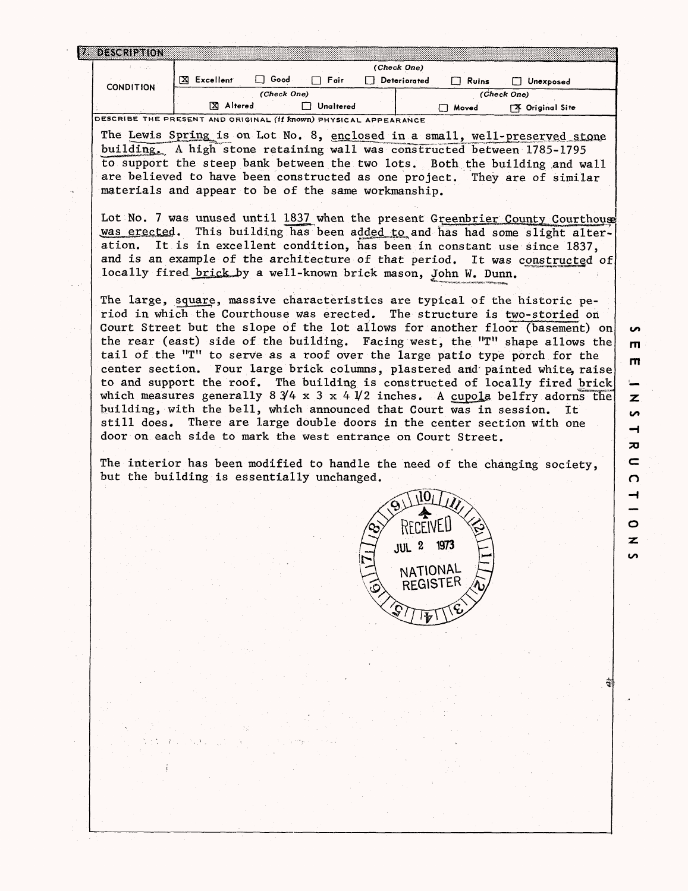## 7. DESCRIPTION

| CONDITION | (Check One) | | | | | |
|---|---|---|---|---|---|---|
| | [X] Excellent | [ ] Good | [ ] Fair | [ ] Deteriorated | [ ] Ruins | [ ] Unexposed |
| | (Check One) | | | (Check One) | | |
| | [X] Altered | [ ] Unaltered | | [ ] Moved | [X] Original Site | |

DESCRIBE THE PRESENT AND ORIGINAL (if known) PHYSICAL APPEARANCE

The Lewis Spring is on Lot No. 8, enclosed in a small, well-preserved stone building. A high stone retaining wall was constructed between 1785-1795 to support the steep bank between the two lots. Both the building and wall are believed to have been constructed as one project. They are of similar materials and appear to be of the same workmanship.

Lot No. 7 was unused until 1837 when the present Greenbrier County Courthouse was erected. This building has been added to and has had some slight alteration. It is in excellent condition, has been in constant use since 1837, and is an example of the architecture of that period. It was constructed of locally fired brick by a well-known brick mason, John W. Dunn.

The large, square, massive characteristics are typical of the historic period in which the Courthouse was erected. The structure is two-storied on Court Street but the slope of the lot allows for another floor (basement) on the rear (east) side of the building. Facing west, the "T" shape allows the tail of the "T" to serve as a roof over the large patio type porch for the center section. Four large brick columns, plastered and painted white, raise to and support the roof. The building is constructed of locally fired brick which measures generally 8 3/4 x 3 x 4 1/2 inches. A cupola belfry adorns the building, with the bell, which announced that Court was in session. It still does. There are large double doors in the center section with one door on each side to mark the west entrance on Court Street.

The interior has been modified to handle the need of the changing society, but the building is essentially unchanged.

RECEIVED JUL 2 1973 NATIONAL REGISTER

SEE INSTRUCTIONS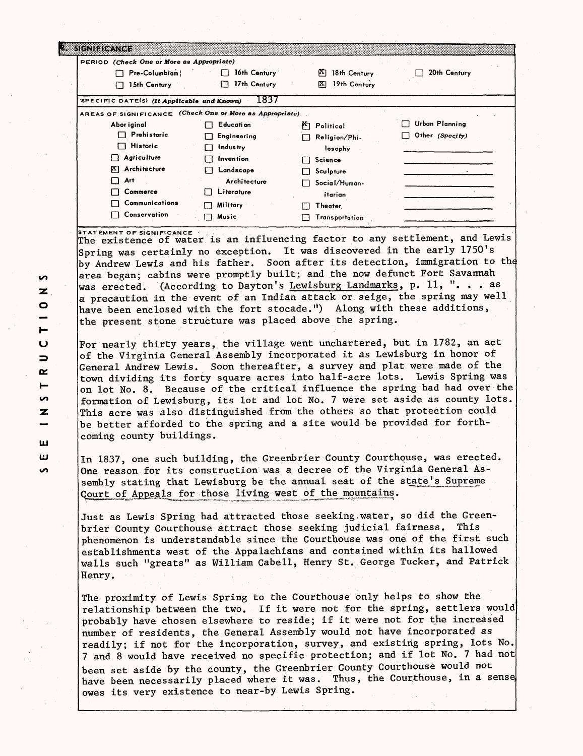## 8. SIGNIFICANCE

**PERIOD** *(Check One or More as Appropriate)*

| | | | |
|---|---|---|---|
| ☐ Pre-Columbian | ☐ 16th Century | ☒ 18th Century | ☐ 20th Century |
| ☐ 15th Century | ☐ 17th Century | ☒ 19th Century | |

**SPECIFIC DATE(S)** *(If Applicable and Known)* 1837

**AREAS OF SIGNIFICANCE** *(Check One or More as Appropriate)*

| | | | |
|---|---|---|---|
| Aboriginal | ☐ Education | ☒ Political | ☐ Urban Planning |
| ☐ Prehistoric | ☐ Engineering | ☐ Religion/Philosophy | ☐ Other *(Specify)* |
| ☐ Historic | ☐ Industry | ☐ Science | |
| ☐ Agriculture | ☐ Invention | ☐ Sculpture | |
| ☒ Architecture | ☐ Landscape Architecture | ☐ Social/Humanitarian | |
| ☐ Art | ☐ Literature | ☐ Theater | |
| ☐ Commerce | ☐ Military | ☐ Transportation | |
| ☐ Communications | ☐ Music | | |
| ☐ Conservation | | | |

**STATEMENT OF SIGNIFICANCE**

The existence of water is an influencing factor to any settlement, and Lewis Spring was certainly no exception. It was discovered in the early 1750's by Andrew Lewis and his father. Soon after its detection, immigration to the area began; cabins were promptly built; and the now defunct Fort Savannah was erected. (According to Dayton's Lewisburg Landmarks, p. 11, ". . . as a precaution in the event of an Indian attack or seige, the spring may well have been enclosed with the fort stocade.") Along with these additions, the present stone structure was placed above the spring.

For nearly thirty years, the village went unchartered, but in 1782, an act of the Virginia General Assembly incorporated it as Lewisburg in honor of General Andrew Lewis. Soon thereafter, a survey and plat were made of the town dividing its forty square acres into half-acre lots. Lewis Spring was on lot No. 8. Because of the critical influence the spring had had over the formation of Lewisburg, its lot and lot No. 7 were set aside as county lots. This acre was also distinguished from the others so that protection could be better afforded to the spring and a site would be provided for forthcoming county buildings.

In 1837, one such building, the Greenbrier County Courthouse, was erected. One reason for its construction was a decree of the Virginia General Assembly stating that Lewisburg be the annual seat of the state's Supreme Court of Appeals for those living west of the mountains.

Just as Lewis Spring had attracted those seeking water, so did the Greenbrier County Courthouse attract those seeking judicial fairness. This phenomenon is understandable since the Courthouse was one of the first such establishments west of the Appalachians and contained within its hallowed walls such "greats" as William Cabell, Henry St. George Tucker, and Patrick Henry.

The proximity of Lewis Spring to the Courthouse only helps to show the relationship between the two. If it were not for the spring, settlers would probably have chosen elsewhere to reside; if it were not for the increased number of residents, the General Assembly would not have incorporated as readily; if not for the incorporation, survey, and existing spring, lots No. 7 and 8 would have received no specific protection; and if lot No. 7 had not been set aside by the county, the Greenbrier County Courthouse would not have been necessarily placed where it was. Thus, the Courthouse, in a sense owes its very existence to near-by Lewis Spring.

SEE INSTRUCTIONS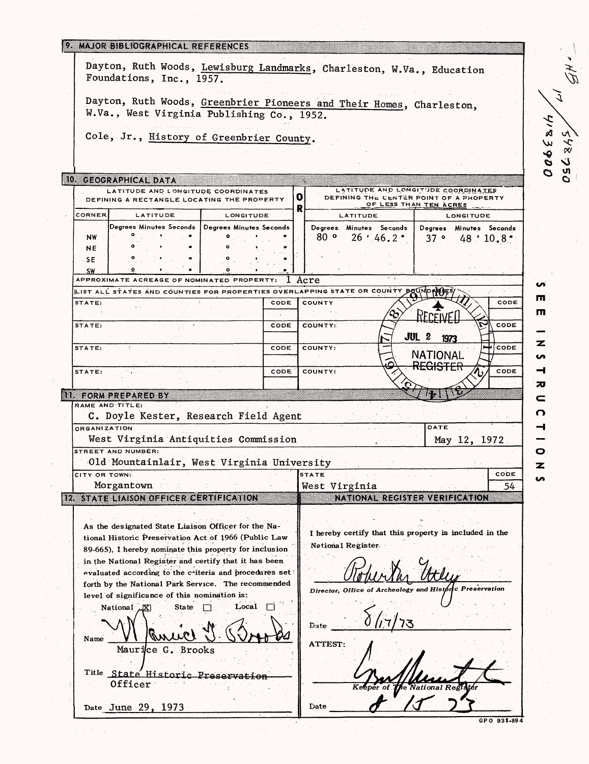## 9. MAJOR BIBLIOGRAPHICAL REFERENCES

Dayton, Ruth Woods, Lewisburg Landmarks, Charleston, W.Va., Education Foundations, Inc., 1957.

Dayton, Ruth Woods, Greenbrier Pioneers and Their Homes, Charleston, W.Va., West Virginia Publishing Co., 1952.

Cole, Jr., History of Greenbrier County.

## 10. GEOGRAPHICAL DATA

| LATITUDE AND LONGITUDE COORDINATES DEFINING A RECTANGLE LOCATING THE PROPERTY | | | OR | LATITUDE AND LONGITUDE COORDINATES DEFINING THE CENTER POINT OF A PROPERTY OF LESS THAN TEN ACRES | |
|---|---|---|---|---|---|
| CORNER | LATITUDE | LONGITUDE | | LATITUDE | LONGITUDE |
| | Degrees Minutes Seconds | Degrees Minutes Seconds | | Degrees Minutes Seconds | Degrees Minutes Seconds |
| NW | ° ' " | ° ' " | | 80 ° 26 ' 46.2 " | 37 ° 48 ' 10.8 " |
| NE | ° ' " | ° ' " | | | |
| SE | ° ' " | ° ' " | | | |
| SW | ° ' " | ° ' " | | | |

APPROXIMATE ACREAGE OF NOMINATED PROPERTY: 1 Acre

LIST ALL STATES AND COUNTIES FOR PROPERTIES OVERLAPPING STATE OR COUNTY BOUNDARIES

| STATE: | CODE | COUNTY | CODE |
|---|---|---|---|
| STATE: | CODE | COUNTY: | CODE |
| STATE: | CODE | COUNTY: | CODE |
| STATE: | CODE | COUNTY: | CODE |

RECEIVED JUL 2 1973 NATIONAL REGISTER

## 11. FORM PREPARED BY

NAME AND TITLE:
C. Doyle Kester, Research Field Agent

ORGANIZATION: West Virginia Antiquities Commission

DATE: May 12, 1972

STREET AND NUMBER: Old Mountainlair, West Virginia University

CITY OR TOWN: Morgantown

STATE: West Virginia

CODE: 54

## 12. STATE LIAISON OFFICER CERTIFICATION

As the designated State Liaison Officer for the National Historic Preservation Act of 1966 (Public Law 89-665), I hereby nominate this property for inclusion in the National Register and certify that it has been evaluated according to the criteria and procedures set forth by the National Park Service. The recommended level of significance of this nomination is:

National [X] State [ ] Local [ ]

Name Maurice G. Brooks

Title State Historic Preservation Officer

Date June 29, 1973

## NATIONAL REGISTER VERIFICATION

I hereby certify that this property is included in the National Register.

Director, Office of Archeology and Historic Preservation

Date 8/17/73

ATTEST:

Keeper of The National Register

Date 8/15/73

SEE INSTRUCTIONS

17 / 548750 / 4183900